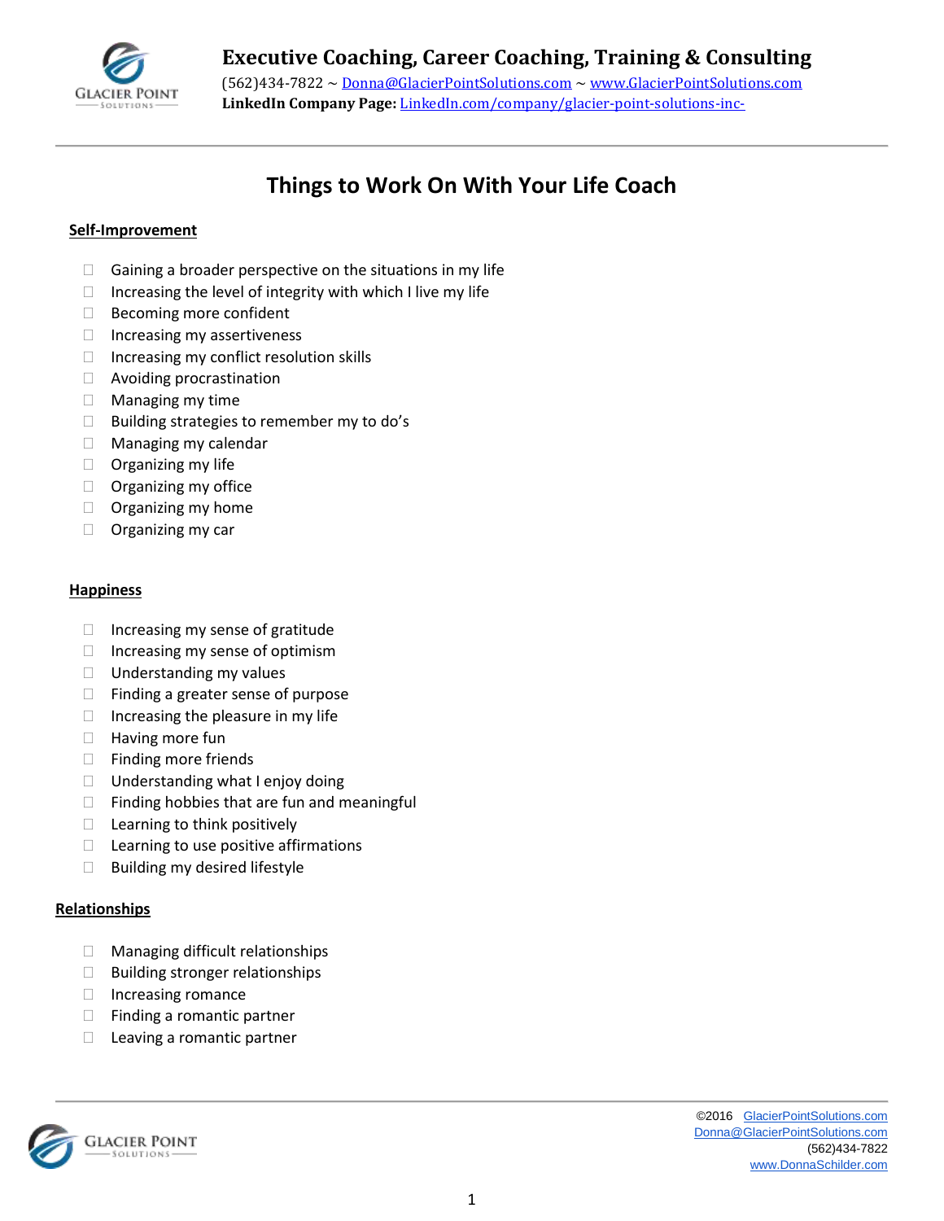**Executive Coaching, Career Coaching, Training & Consulting**
(562)434-7822 ~ Donna@GlacierPointSolutions.com ~ www.GlacierPointSolutions.com
**LinkedIn Company Page:** LinkedIn.com/company/glacier-point-solutions-inc-

# Things to Work On With Your Life Coach

## Self-Improvement

- ☐ Gaining a broader perspective on the situations in my life
- ☐ Increasing the level of integrity with which I live my life
- ☐ Becoming more confident
- ☐ Increasing my assertiveness
- ☐ Increasing my conflict resolution skills
- ☐ Avoiding procrastination
- ☐ Managing my time
- ☐ Building strategies to remember my to do's
- ☐ Managing my calendar
- ☐ Organizing my life
- ☐ Organizing my office
- ☐ Organizing my home
- ☐ Organizing my car

## Happiness

- ☐ Increasing my sense of gratitude
- ☐ Increasing my sense of optimism
- ☐ Understanding my values
- ☐ Finding a greater sense of purpose
- ☐ Increasing the pleasure in my life
- ☐ Having more fun
- ☐ Finding more friends
- ☐ Understanding what I enjoy doing
- ☐ Finding hobbies that are fun and meaningful
- ☐ Learning to think positively
- ☐ Learning to use positive affirmations
- ☐ Building my desired lifestyle

## Relationships

- ☐ Managing difficult relationships
- ☐ Building stronger relationships
- ☐ Increasing romance
- ☐ Finding a romantic partner
- ☐ Leaving a romantic partner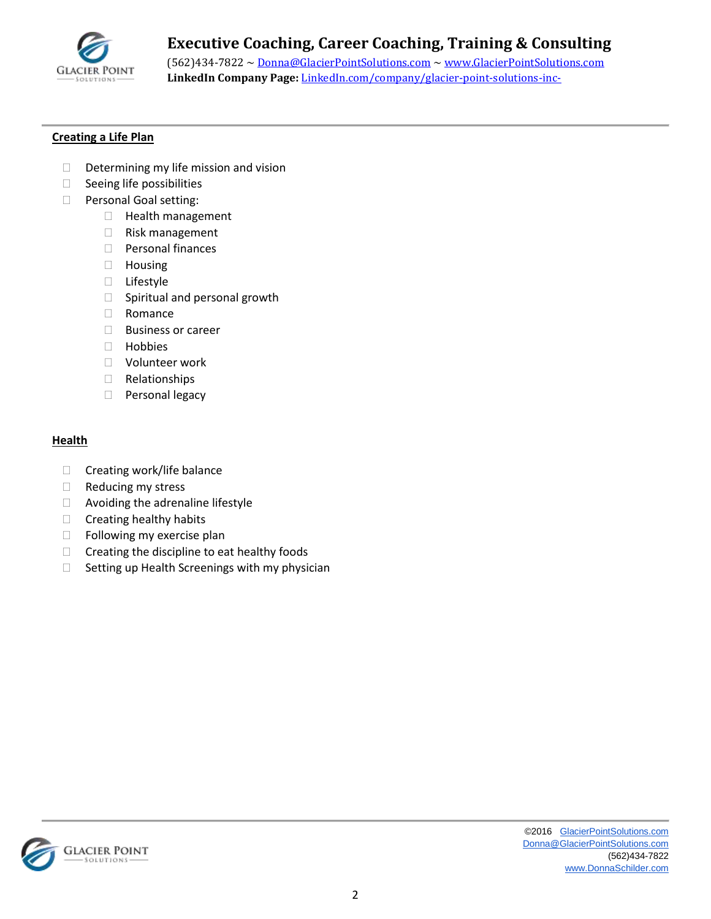## Creating a Life Plan

- ☐ Determining my life mission and vision
- ☐ Seeing life possibilities
- ☐ Personal Goal setting:
  - ☐ Health management
  - ☐ Risk management
  - ☐ Personal finances
  - ☐ Housing
  - ☐ Lifestyle
  - ☐ Spiritual and personal growth
  - ☐ Romance
  - ☐ Business or career
  - ☐ Hobbies
  - ☐ Volunteer work
  - ☐ Relationships
  - ☐ Personal legacy

## Health

- ☐ Creating work/life balance
- ☐ Reducing my stress
- ☐ Avoiding the adrenaline lifestyle
- ☐ Creating healthy habits
- ☐ Following my exercise plan
- ☐ Creating the discipline to eat healthy foods
- ☐ Setting up Health Screenings with my physician